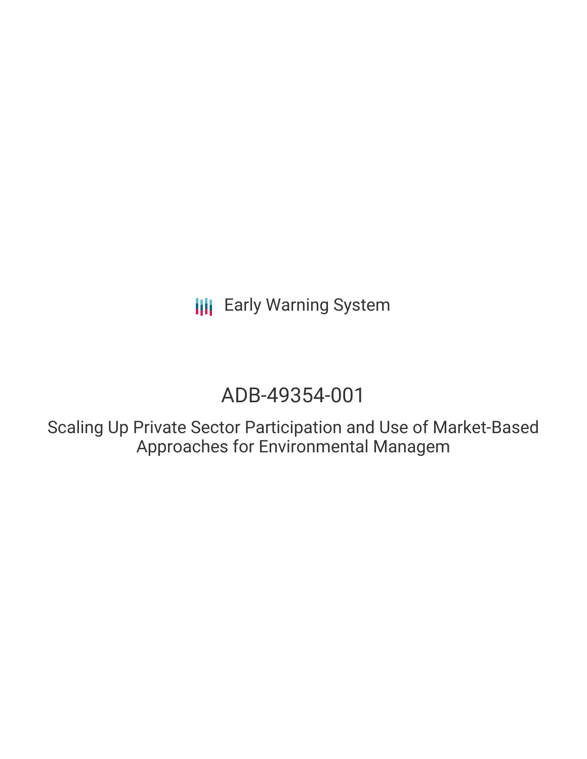Early Warning System

# ADB-49354-001

## Scaling Up Private Sector Participation and Use of Market-Based Approaches for Environmental Managem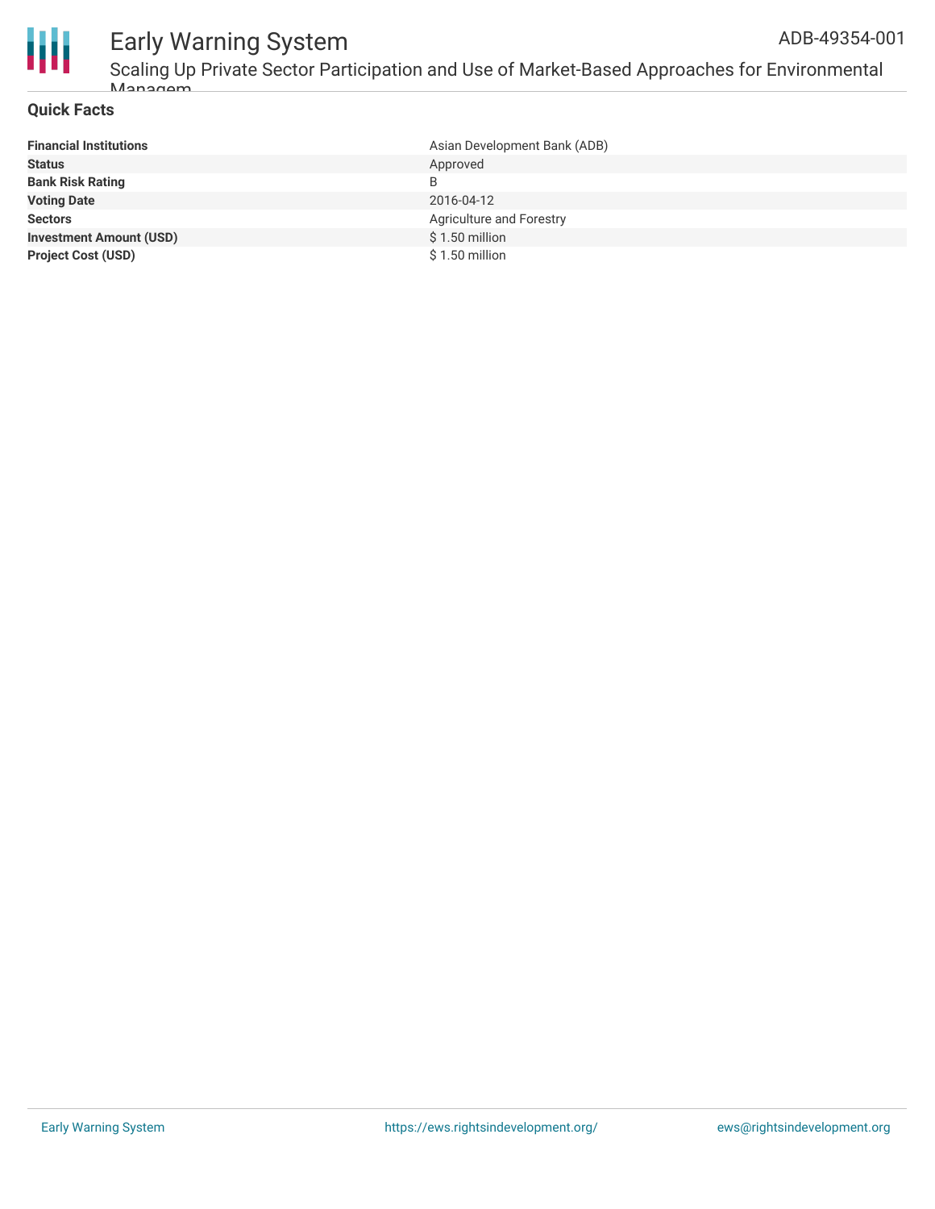## Quick Facts

| | |
|---|---|
| **Financial Institutions** | Asian Development Bank (ADB) |
| **Status** | Approved |
| **Bank Risk Rating** | B |
| **Voting Date** | 2016-04-12 |
| **Sectors** | Agriculture and Forestry |
| **Investment Amount (USD)** | $ 1.50 million |
| **Project Cost (USD)** | $ 1.50 million |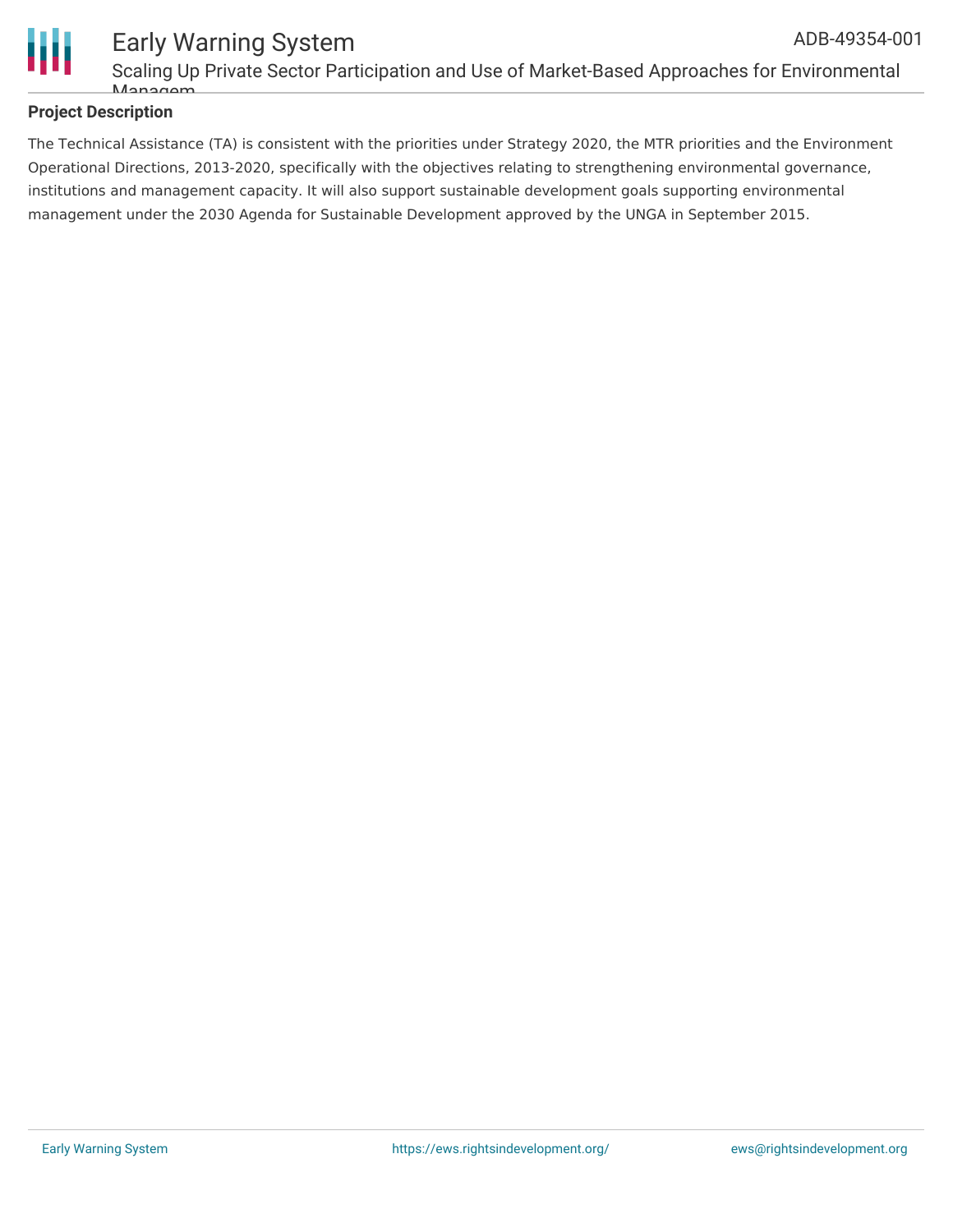**Project Description**

The Technical Assistance (TA) is consistent with the priorities under Strategy 2020, the MTR priorities and the Environment Operational Directions, 2013-2020, specifically with the objectives relating to strengthening environmental governance, institutions and management capacity. It will also support sustainable development goals supporting environmental management under the 2030 Agenda for Sustainable Development approved by the UNGA in September 2015.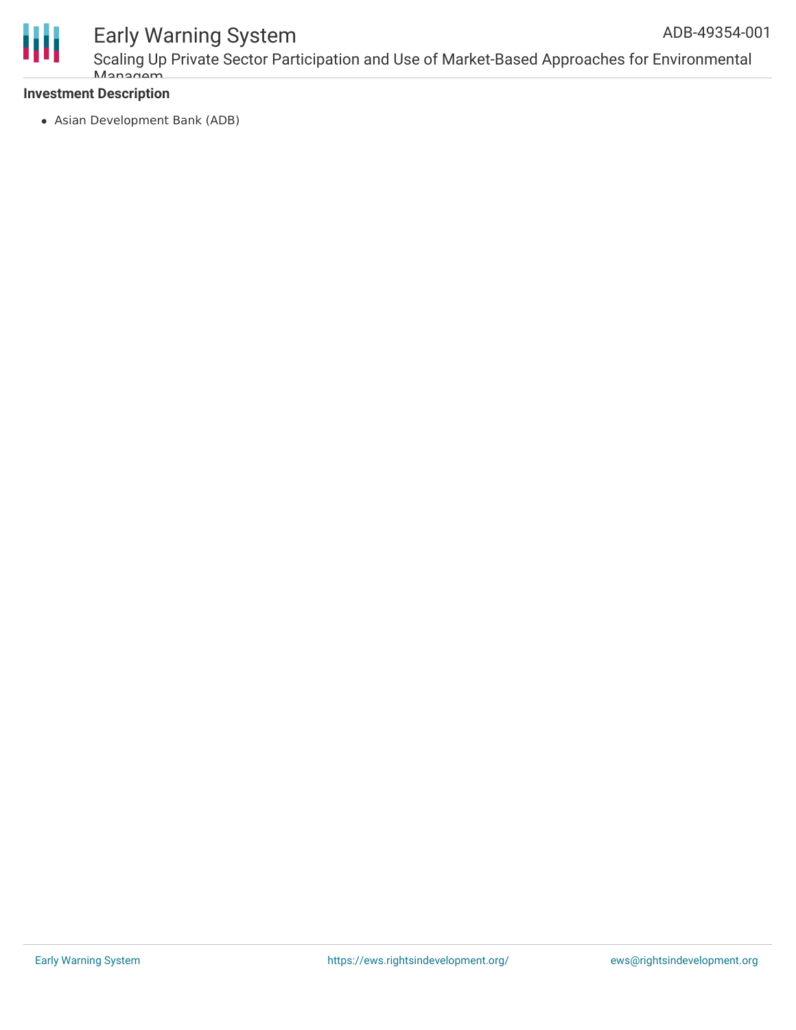**Investment Description**

- Asian Development Bank (ADB)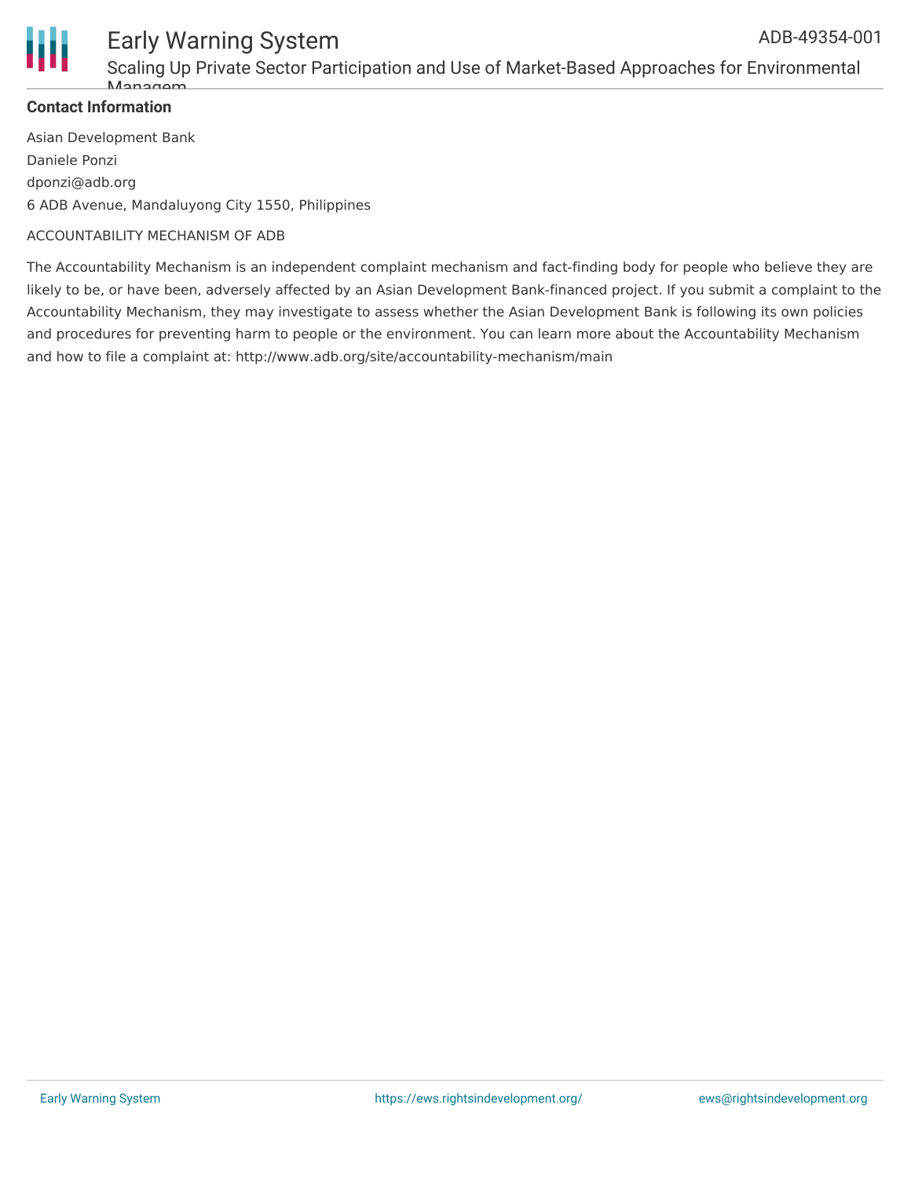**Contact Information**

Asian Development Bank

Daniele Ponzi

dponzi@adb.org

6 ADB Avenue, Mandaluyong City 1550, Philippines

ACCOUNTABILITY MECHANISM OF ADB

The Accountability Mechanism is an independent complaint mechanism and fact-finding body for people who believe they are likely to be, or have been, adversely affected by an Asian Development Bank-financed project. If you submit a complaint to the Accountability Mechanism, they may investigate to assess whether the Asian Development Bank is following its own policies and procedures for preventing harm to people or the environment. You can learn more about the Accountability Mechanism and how to file a complaint at: http://www.adb.org/site/accountability-mechanism/main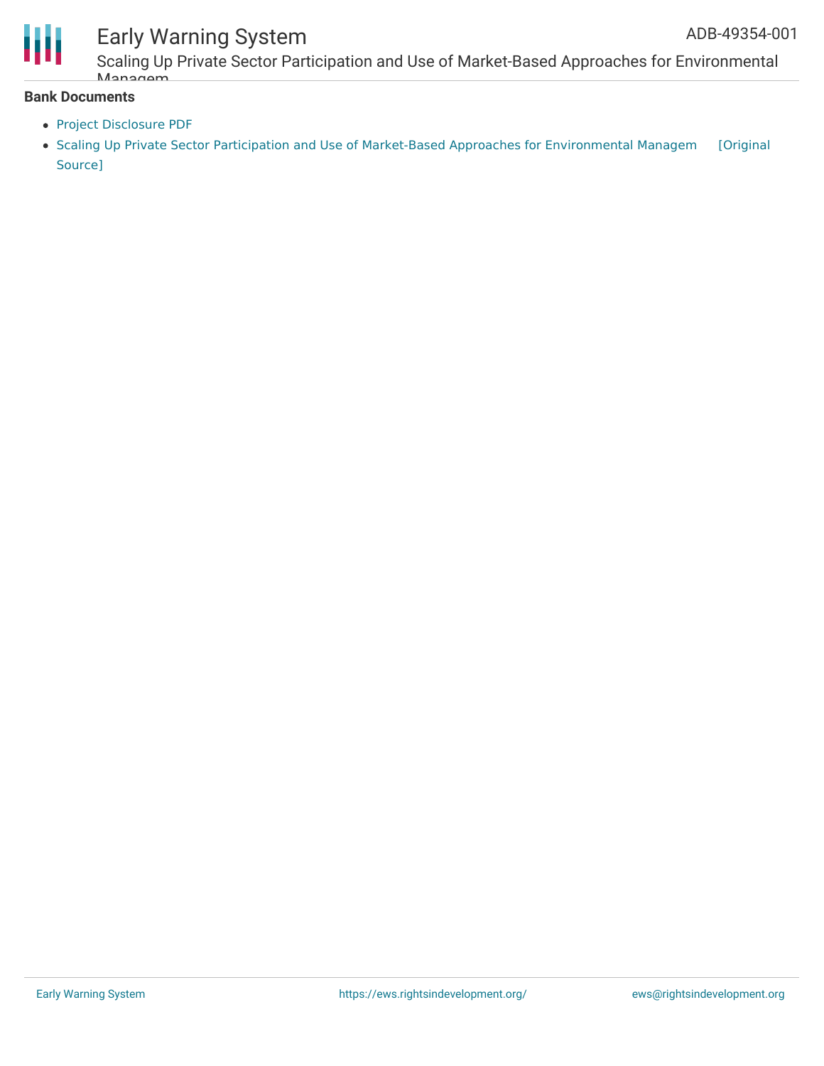**Bank Documents**

- Project Disclosure PDF
- Scaling Up Private Sector Participation and Use of Market-Based Approaches for Environmental Managem [Original Source]